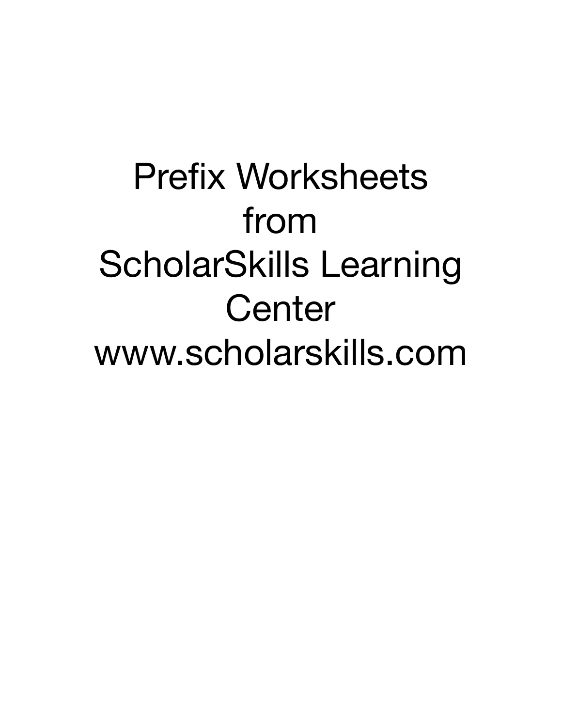# Prefix Worksheets from ScholarSkills Learning Center

www.scholarskills.com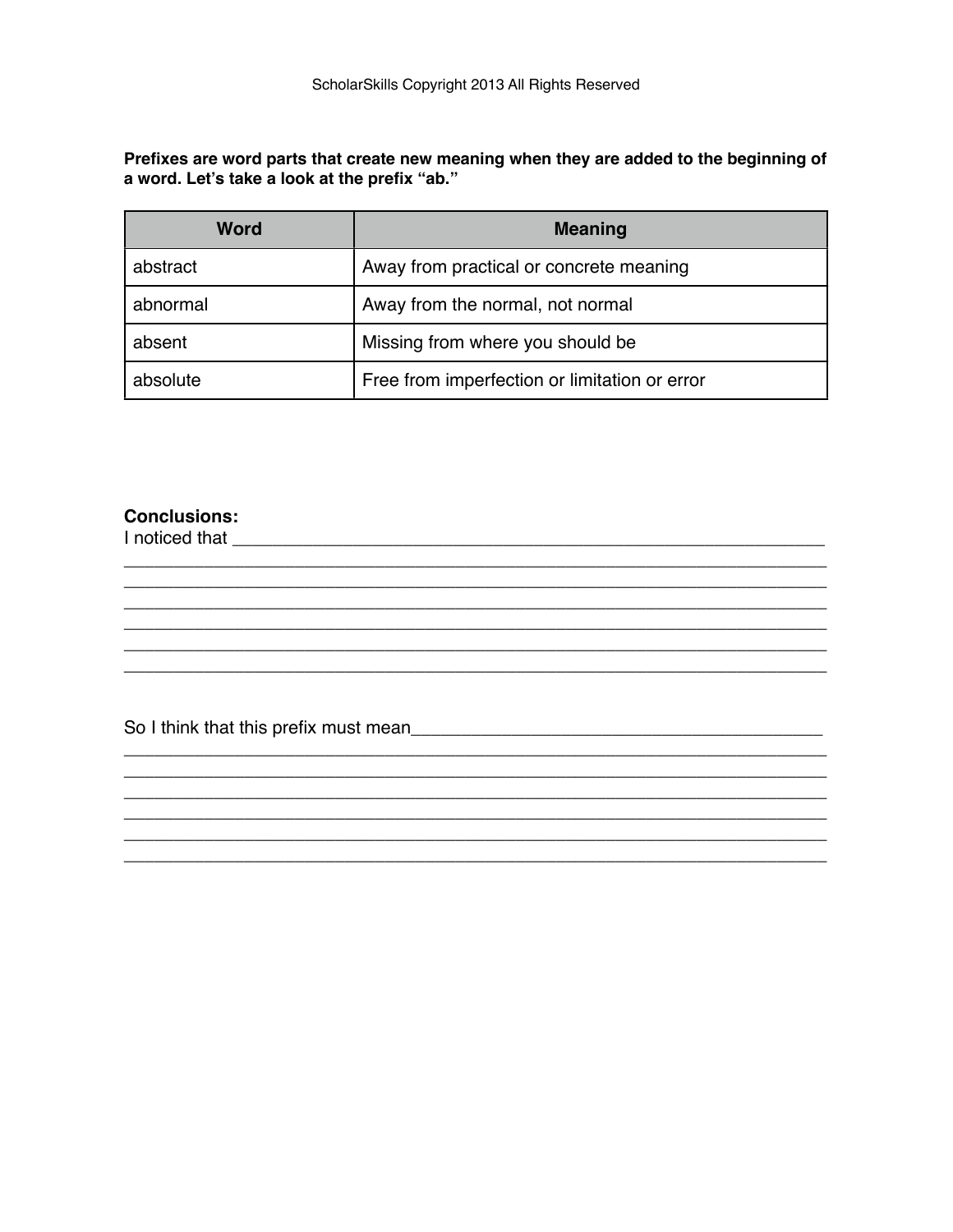**Prefixes are word parts that create new meaning when they are added to the beginning of a word. Let's take a look at the prefix "ab."**

| Word | Meaning |
| --- | --- |
| abstract | Away from practical or concrete meaning |
| abnormal | Away from the normal, not normal |
| absent | Missing from where you should be |
| absolute | Free from imperfection or limitation or error |

**Conclusions:**

I noticed that ____________________________________________________________
______________________________________________________________________
______________________________________________________________________
______________________________________________________________________
______________________________________________________________________
______________________________________________________________________
______________________________________________________________________

So I think that this prefix must mean_________________________________________
______________________________________________________________________
______________________________________________________________________
______________________________________________________________________
______________________________________________________________________
______________________________________________________________________
______________________________________________________________________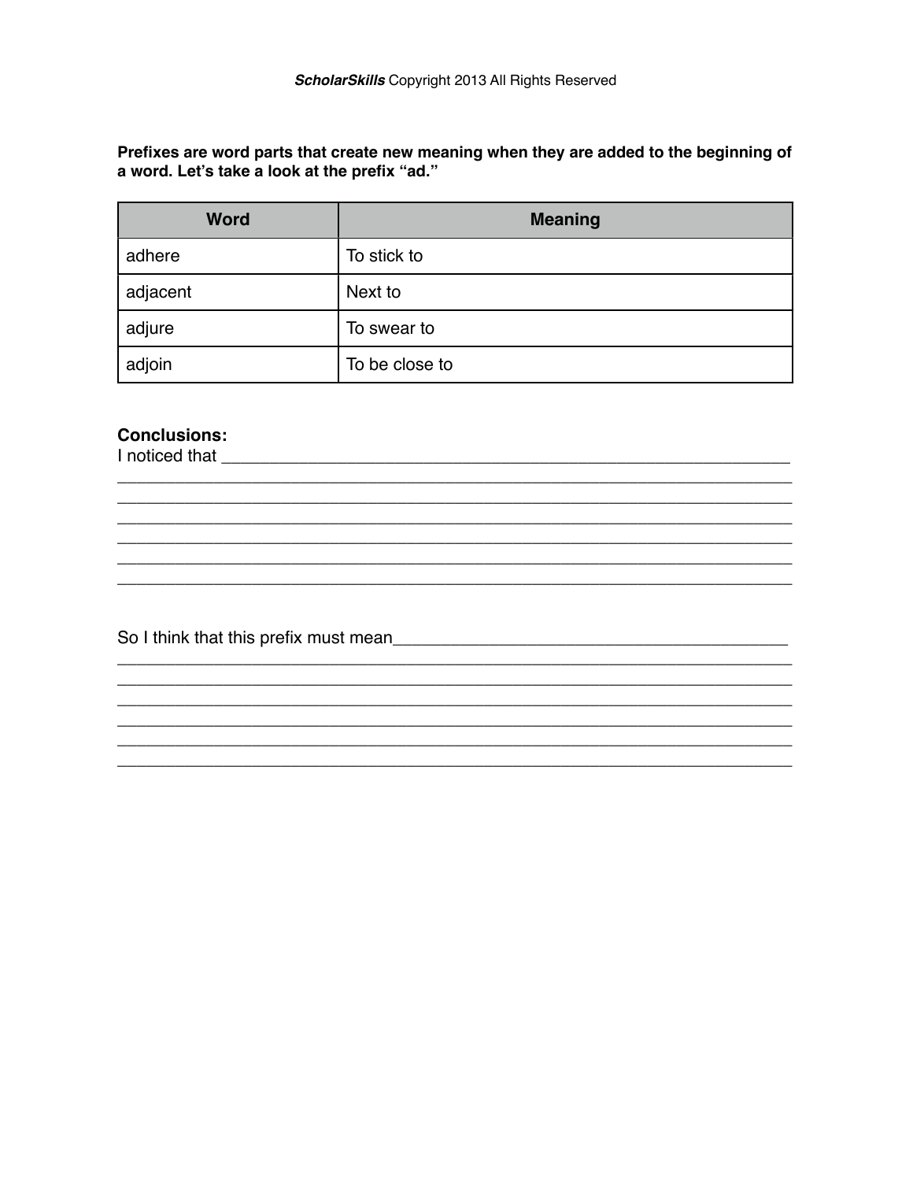**Prefixes are word parts that create new meaning when they are added to the beginning of a word. Let's take a look at the prefix "ad."**

| Word | Meaning |
|---|---|
| adhere | To stick to |
| adjacent | Next to |
| adjure | To swear to |
| adjoin | To be close to |

**Conclusions:**

I noticed that ______________________________________________________________
______________________________________________________________________________
______________________________________________________________________________
______________________________________________________________________________
______________________________________________________________________________
______________________________________________________________________________
______________________________________________________________________________

So I think that this prefix must mean____________________________________________
______________________________________________________________________________
______________________________________________________________________________
______________________________________________________________________________
______________________________________________________________________________
______________________________________________________________________________
______________________________________________________________________________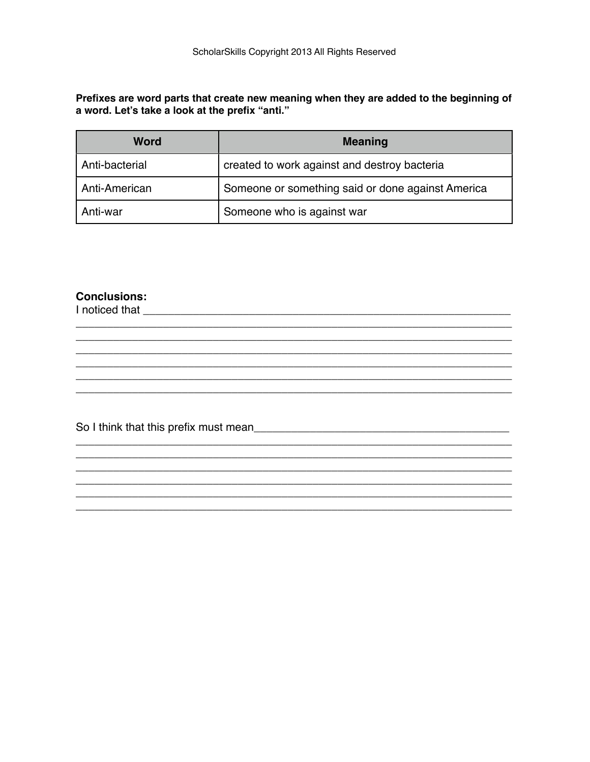**Prefixes are word parts that create new meaning when they are added to the beginning of a word. Let's take a look at the prefix "anti."**

| Word | Meaning |
| --- | --- |
| Anti-bacterial | created to work against and destroy bacteria |
| Anti-American | Someone or something said or done against America |
| Anti-war | Someone who is against war |

**Conclusions:**

I noticed that ____________________________________________________________
______________________________________________________________________
______________________________________________________________________
______________________________________________________________________
______________________________________________________________________
______________________________________________________________________
______________________________________________________________________

So I think that this prefix must mean________________________________________
______________________________________________________________________
______________________________________________________________________
______________________________________________________________________
______________________________________________________________________
______________________________________________________________________
______________________________________________________________________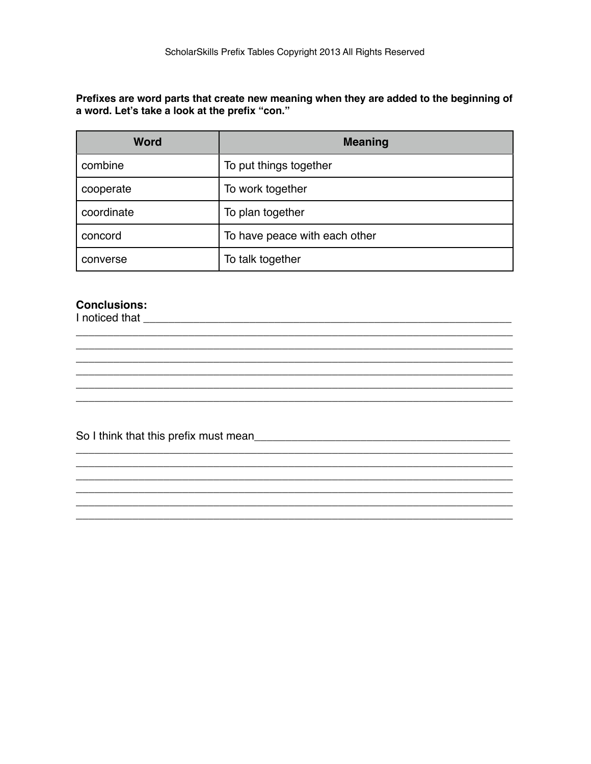**Prefixes are word parts that create new meaning when they are added to the beginning of a word. Let's take a look at the prefix "con."**

| Word | Meaning |
|---|---|
| combine | To put things together |
| cooperate | To work together |
| coordinate | To plan together |
| concord | To have peace with each other |
| converse | To talk together |

**Conclusions:**

I noticed that ___________________________________________________________
_________________________________________________________________________
_________________________________________________________________________
_________________________________________________________________________
_________________________________________________________________________
_________________________________________________________________________
_________________________________________________________________________

So I think that this prefix must mean________________________________________
_________________________________________________________________________
_________________________________________________________________________
_________________________________________________________________________
_________________________________________________________________________
_________________________________________________________________________
_________________________________________________________________________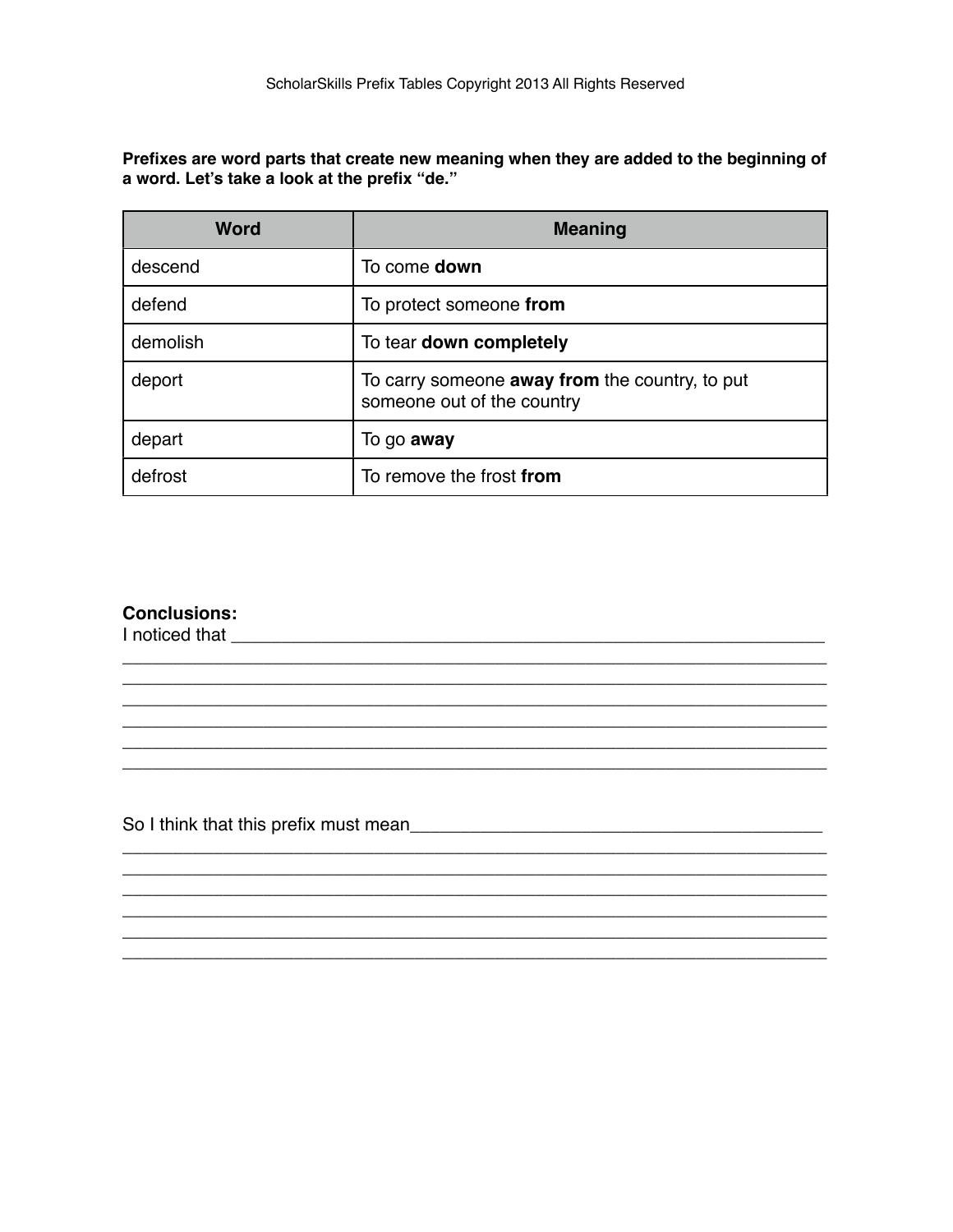**Prefixes are word parts that create new meaning when they are added to the beginning of a word. Let's take a look at the prefix "de."**

| Word | Meaning |
|---|---|
| descend | To come **down** |
| defend | To protect someone **from** |
| demolish | To tear **down completely** |
| deport | To carry someone **away from** the country, to put someone out of the country |
| depart | To go **away** |
| defrost | To remove the frost **from** |

**Conclusions:**

I noticed that ______________________________________________________________
______________________________________________________________________
______________________________________________________________________
______________________________________________________________________
______________________________________________________________________
______________________________________________________________________
______________________________________________________________________

So I think that this prefix must mean__________________________________________
______________________________________________________________________
______________________________________________________________________
______________________________________________________________________
______________________________________________________________________
______________________________________________________________________
______________________________________________________________________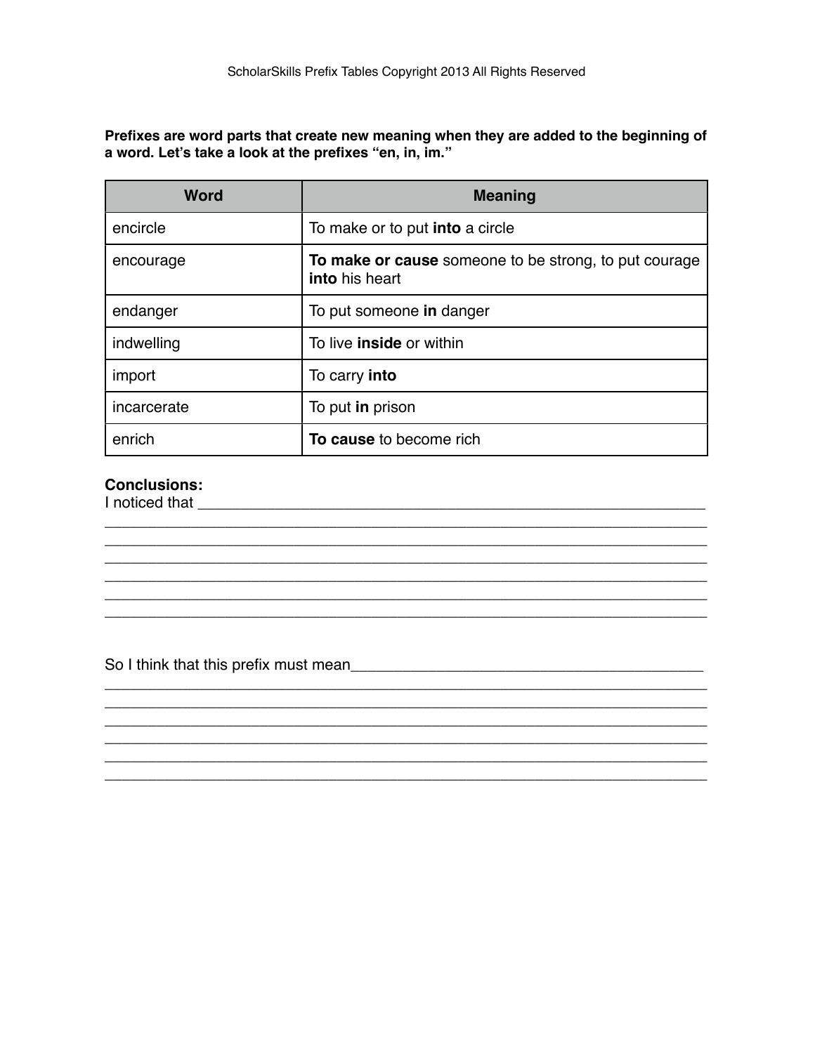**Prefixes are word parts that create new meaning when they are added to the beginning of a word. Let's take a look at the prefixes "en, in, im."**

| Word | Meaning |
| --- | --- |
| encircle | To make or to put **into** a circle |
| encourage | **To make or cause** someone to be strong, to put courage **into** his heart |
| endanger | To put someone **in** danger |
| indwelling | To live **inside** or within |
| import | To carry **into** |
| incarcerate | To put **in** prison |
| enrich | **To cause** to become rich |

**Conclusions:**

I noticed that ____________________________________________________________
____________________________________________________________________________
____________________________________________________________________________
____________________________________________________________________________
____________________________________________________________________________
____________________________________________________________________________
____________________________________________________________________________

So I think that this prefix must mean_________________________________________
____________________________________________________________________________
____________________________________________________________________________
____________________________________________________________________________
____________________________________________________________________________
____________________________________________________________________________
____________________________________________________________________________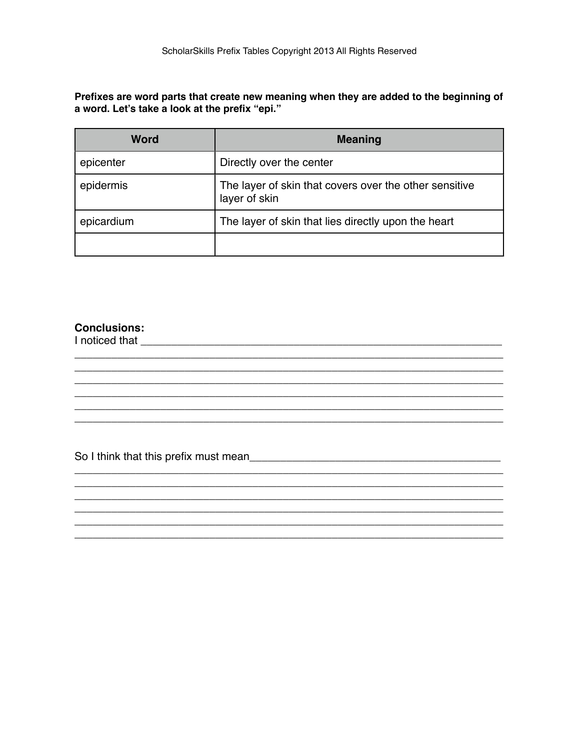**Prefixes are word parts that create new meaning when they are added to the beginning of a word. Let's take a look at the prefix "epi."**

| Word | Meaning |
| --- | --- |
| epicenter | Directly over the center |
| epidermis | The layer of skin that covers over the other sensitive layer of skin |
| epicardium | The layer of skin that lies directly upon the heart |
| | |

**Conclusions:**

I noticed that ___________________________________________________________
_______________________________________________________________________
_______________________________________________________________________
_______________________________________________________________________
_______________________________________________________________________
_______________________________________________________________________
_______________________________________________________________________

So I think that this prefix must mean_________________________________________
_______________________________________________________________________
_______________________________________________________________________
_______________________________________________________________________
_______________________________________________________________________
_______________________________________________________________________
_______________________________________________________________________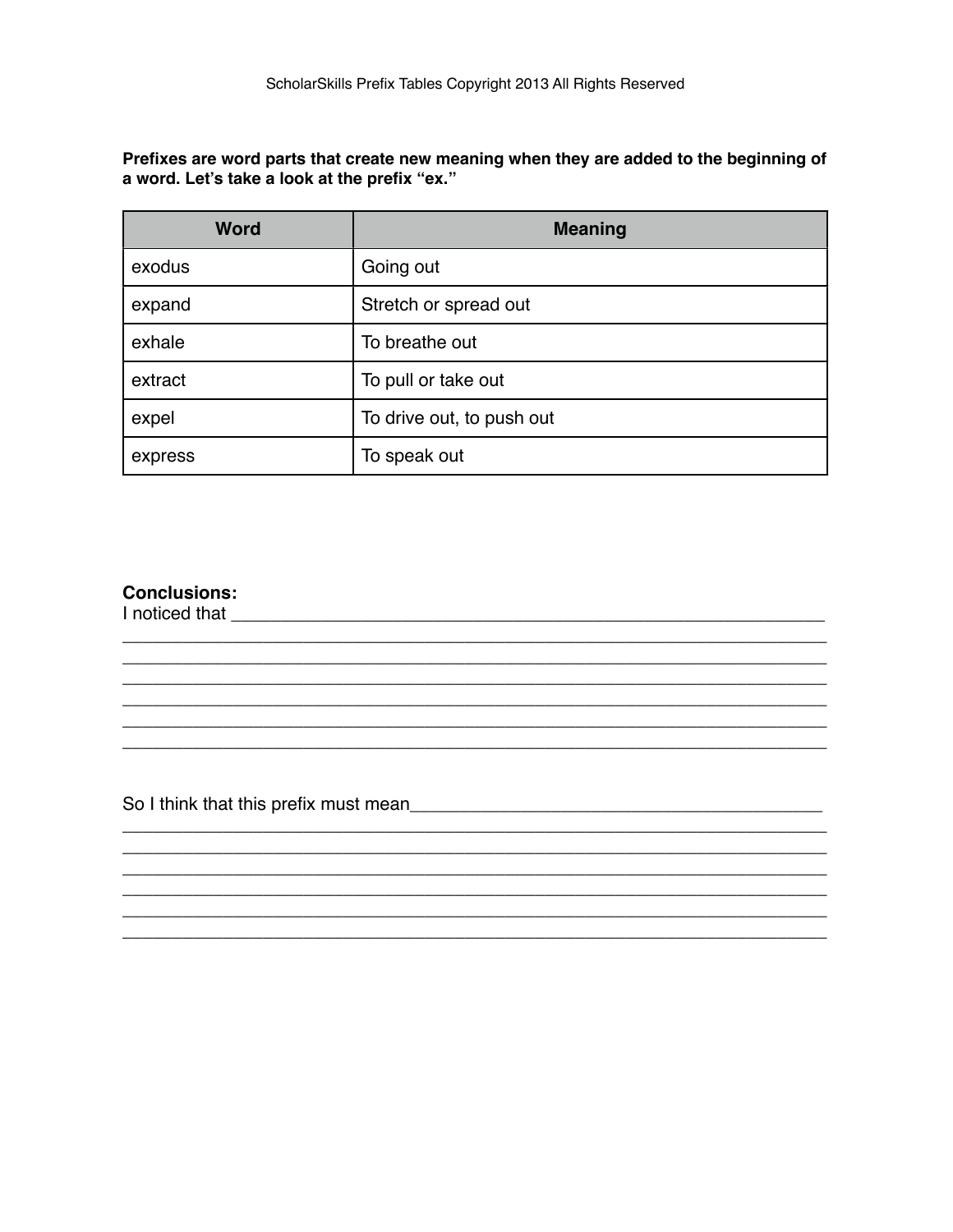**Prefixes are word parts that create new meaning when they are added to the beginning of a word. Let's take a look at the prefix "ex."**

| Word | Meaning |
| --- | --- |
| exodus | Going out |
| expand | Stretch or spread out |
| exhale | To breathe out |
| extract | To pull or take out |
| expel | To drive out, to push out |
| express | To speak out |

**Conclusions:**

I noticed that ______________________________________________________________
______________________________________________________________________
______________________________________________________________________
______________________________________________________________________
______________________________________________________________________
______________________________________________________________________
______________________________________________________________________

So I think that this prefix must mean________________________________________
______________________________________________________________________
______________________________________________________________________
______________________________________________________________________
______________________________________________________________________
______________________________________________________________________
______________________________________________________________________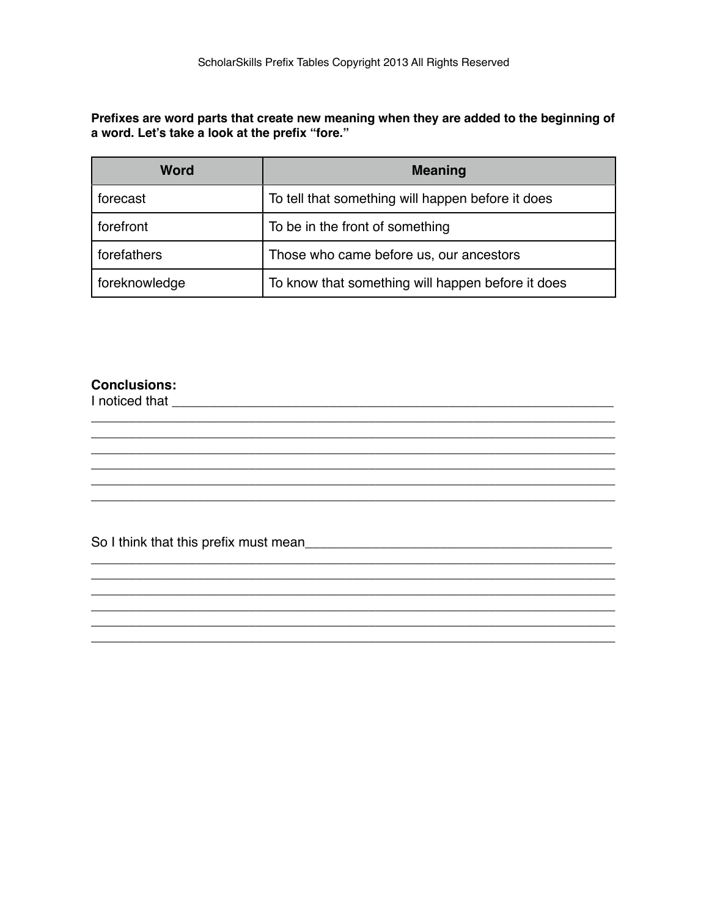**Prefixes are word parts that create new meaning when they are added to the beginning of a word. Let's take a look at the prefix "fore."**

| Word | Meaning |
|---|---|
| forecast | To tell that something will happen before it does |
| forefront | To be in the front of something |
| forefathers | Those who came before us, our ancestors |
| foreknowledge | To know that something will happen before it does |

**Conclusions:**

I noticed that ____________________________________________________________
______________________________________________________________________
______________________________________________________________________
______________________________________________________________________
______________________________________________________________________
______________________________________________________________________
______________________________________________________________________

So I think that this prefix must mean________________________________________
______________________________________________________________________
______________________________________________________________________
______________________________________________________________________
______________________________________________________________________
______________________________________________________________________
______________________________________________________________________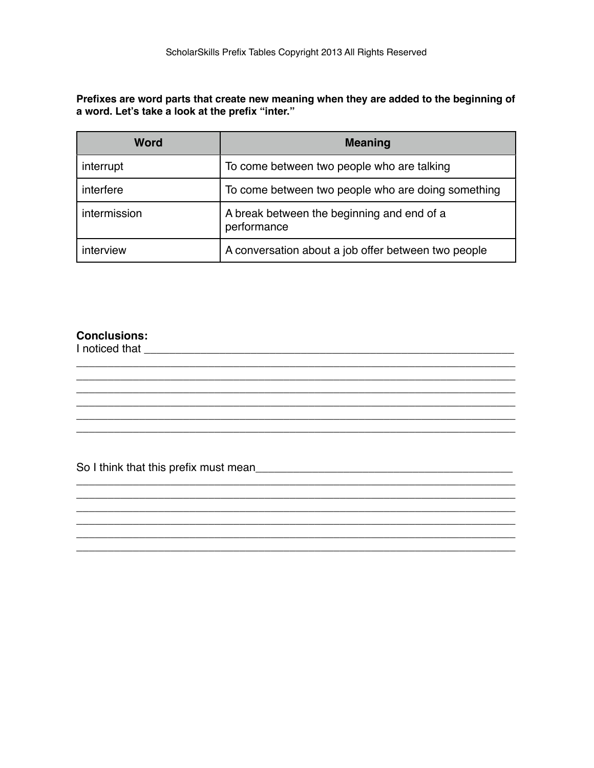**Prefixes are word parts that create new meaning when they are added to the beginning of a word. Let's take a look at the prefix "inter."**

| Word | Meaning |
| --- | --- |
| interrupt | To come between two people who are talking |
| interfere | To come between two people who are doing something |
| intermission | A break between the beginning and end of a performance |
| interview | A conversation about a job offer between two people |

**Conclusions:**

I noticed that ___________________________________________________________
______________________________________________________________________
______________________________________________________________________
______________________________________________________________________
______________________________________________________________________
______________________________________________________________________
______________________________________________________________________

So I think that this prefix must mean________________________________________
______________________________________________________________________
______________________________________________________________________
______________________________________________________________________
______________________________________________________________________
______________________________________________________________________
______________________________________________________________________